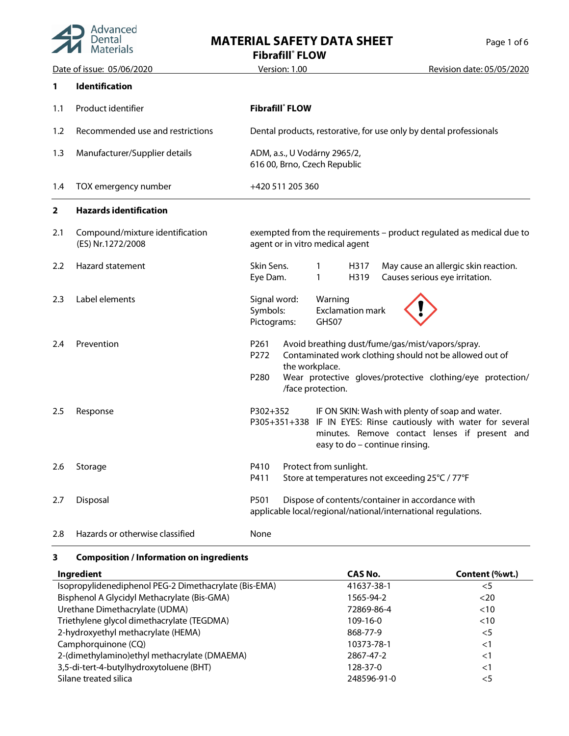# MATERIAL SAFETY DATA SHEET

## Fibrafill® FLOW

Date of issue: 05/06/2020 | Version: 1.00 | Revision date: 05/05/2020

### 1 Identification

| | | |
|---|---|---|
| 1.1 | Product identifier | **Fibrafill® FLOW** |
| 1.2 | Recommended use and restrictions | Dental products, restorative, for use only by dental professionals |
| 1.3 | Manufacturer/Supplier details | ADM, a.s., U Vodárny 2965/2, 616 00, Brno, Czech Republic |
| 1.4 | TOX emergency number | +420 511 205 360 |

### 2 Hazards identification

**2.1 Compound/mixture identification (ES) Nr.1272/2008**

exempted from the requirements – product regulated as medical due to agent or in vitro medical agent

**2.2 Hazard statement**

| | | | |
|---|---|---|---|
| Skin Sens. | 1 | H317 | May cause an allergic skin reaction. |
| Eye Dam. | 1 | H319 | Causes serious eye irritation. |

**2.3 Label elements**

Signal word: Warning
Symbols: Exclamation mark
Pictograms: GHS07

**2.4 Prevention**

- P261 Avoid breathing dust/fume/gas/mist/vapors/spray.
- P272 Contaminated work clothing should not be allowed out of the workplace.
- P280 Wear protective gloves/protective clothing/eye protection/ /face protection.

**2.5 Response**

- P302+352 IF ON SKIN: Wash with plenty of soap and water.
- P305+351+338 IF IN EYES: Rinse cautiously with water for several minutes. Remove contact lenses if present and easy to do – continue rinsing.

**2.6 Storage**

- P410 Protect from sunlight.
- P411 Store at temperatures not exceeding 25°C / 77°F

**2.7 Disposal**

- P501 Dispose of contents/container in accordance with applicable local/regional/national/international regulations.

**2.8 Hazards or otherwise classified**

None

### 3 Composition / Information on ingredients

| Ingredient | CAS No. | Content (%wt.) |
|---|---|---|
| Isopropylidenediphenol PEG-2 Dimethacrylate (Bis-EMA) | 41637-38-1 | <5 |
| Bisphenol A Glycidyl Methacrylate (Bis-GMA) | 1565-94-2 | <20 |
| Urethane Dimethacrylate (UDMA) | 72869-86-4 | <10 |
| Triethylene glycol dimethacrylate (TEGDMA) | 109-16-0 | <10 |
| 2-hydroxyethyl methacrylate (HEMA) | 868-77-9 | <5 |
| Camphorquinone (CQ) | 10373-78-1 | <1 |
| 2-(dimethylamino)ethyl methacrylate (DMAEMA) | 2867-47-2 | <1 |
| 3,5-di-tert-4-butylhydroxytoluene (BHT) | 128-37-0 | <1 |
| Silane treated silica | 248596-91-0 | <5 |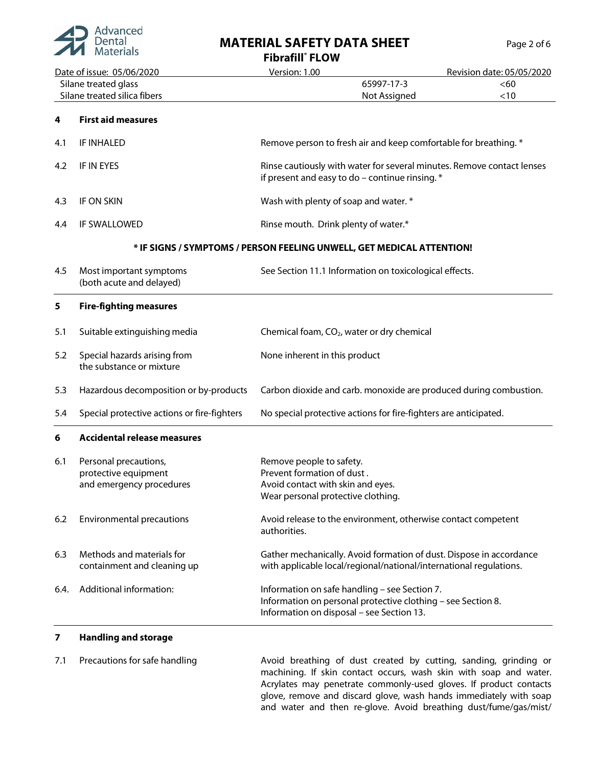| | | |
|---|---|---|
| Silane treated glass | 65997-17-3 | <60 |
| Silane treated silica fibers | Not Assigned | <10 |

## 4 First aid measures

| | | |
|---|---|---|
| 4.1 | IF INHALED | Remove person to fresh air and keep comfortable for breathing. * |
| 4.2 | IF IN EYES | Rinse cautiously with water for several minutes. Remove contact lenses if present and easy to do – continue rinsing. * |
| 4.3 | IF ON SKIN | Wash with plenty of soap and water. * |
| 4.4 | IF SWALLOWED | Rinse mouth. Drink plenty of water.* |

**\* IF SIGNS / SYMPTOMS / PERSON FEELING UNWELL, GET MEDICAL ATTENTION!**

| | | |
|---|---|---|
| 4.5 | Most important symptoms (both acute and delayed) | See Section 11.1 Information on toxicological effects. |

## 5 Fire-fighting measures

| | | |
|---|---|---|
| 5.1 | Suitable extinguishing media | Chemical foam, $CO_2$, water or dry chemical |
| 5.2 | Special hazards arising from the substance or mixture | None inherent in this product |
| 5.3 | Hazardous decomposition or by-products | Carbon dioxide and carb. monoxide are produced during combustion. |
| 5.4 | Special protective actions or fire-fighters | No special protective actions for fire-fighters are anticipated. |

## 6 Accidental release measures

| | | |
|---|---|---|
| 6.1 | Personal precautions, protective equipment and emergency procedures | Remove people to safety.<br>Prevent formation of dust .<br>Avoid contact with skin and eyes.<br>Wear personal protective clothing. |
| 6.2 | Environmental precautions | Avoid release to the environment, otherwise contact competent authorities. |
| 6.3 | Methods and materials for containment and cleaning up | Gather mechanically. Avoid formation of dust. Dispose in accordance with applicable local/regional/national/international regulations. |
| 6.4. | Additional information: | Information on safe handling – see Section 7.<br>Information on personal protective clothing – see Section 8.<br>Information on disposal – see Section 13. |

## 7 Handling and storage

| | | |
|---|---|---|
| 7.1 | Precautions for safe handling | Avoid breathing of dust created by cutting, sanding, grinding or machining. If skin contact occurs, wash skin with soap and water. Acrylates may penetrate commonly-used gloves. If product contacts glove, remove and discard glove, wash hands immediately with soap and water and then re-glove. Avoid breathing dust/fume/gas/mist/ |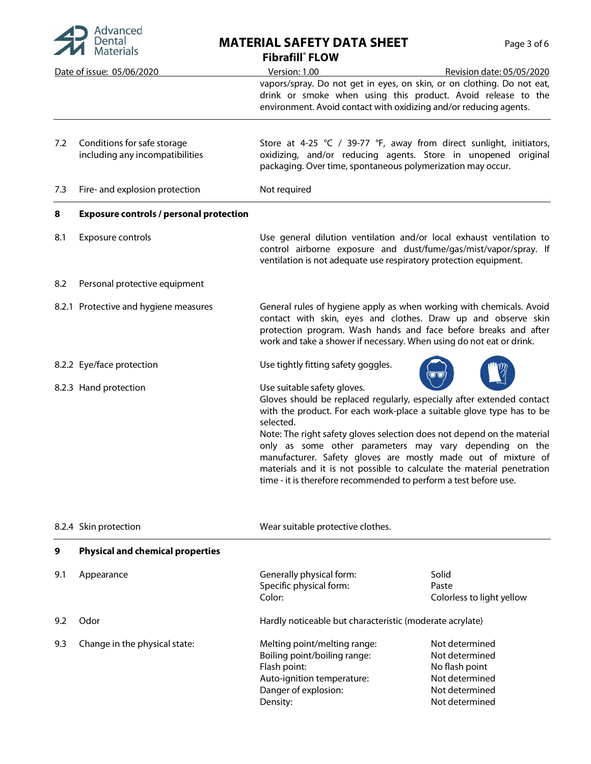vapors/spray. Do not get in eyes, on skin, or on clothing. Do not eat, drink or smoke when using this product. Avoid release to the environment. Avoid contact with oxidizing and/or reducing agents.

| | | |
|---|---|---|
| 7.2 | Conditions for safe storage including any incompatibilities | Store at 4-25 °C / 39-77 °F, away from direct sunlight, initiators, oxidizing, and/or reducing agents. Store in unopened original packaging. Over time, spontaneous polymerization may occur. |
| 7.3 | Fire- and explosion protection | Not required |

## 8 Exposure controls / personal protection

| | | |
|---|---|---|
| 8.1 | Exposure controls | Use general dilution ventilation and/or local exhaust ventilation to control airborne exposure and dust/fume/gas/mist/vapor/spray. If ventilation is not adequate use respiratory protection equipment. |
| 8.2 | Personal protective equipment | |
| 8.2.1 | Protective and hygiene measures | General rules of hygiene apply as when working with chemicals. Avoid contact with skin, eyes and clothes. Draw up and observe skin protection program. Wash hands and face before breaks and after work and take a shower if necessary. When using do not eat or drink. |
| 8.2.2 | Eye/face protection | Use tightly fitting safety goggles. |
| 8.2.3 | Hand protection | Use suitable safety gloves. Gloves should be replaced regularly, especially after extended contact with the product. For each work-place a suitable glove type has to be selected. Note: The right safety gloves selection does not depend on the material only as some other parameters may vary depending on the manufacturer. Safety gloves are mostly made out of mixture of materials and it is not possible to calculate the material penetration time - it is therefore recommended to perform a test before use. |
| 8.2.4 | Skin protection | Wear suitable protective clothes. |

## 9 Physical and chemical properties

| | | | |
|---|---|---|---|
| 9.1 | Appearance | Generally physical form: | Solid |
| | | Specific physical form: | Paste |
| | | Color: | Colorless to light yellow |
| 9.2 | Odor | Hardly noticeable but characteristic (moderate acrylate) | |
| 9.3 | Change in the physical state: | Melting point/melting range: | Not determined |
| | | Boiling point/boiling range: | Not determined |
| | | Flash point: | No flash point |
| | | Auto-ignition temperature: | Not determined |
| | | Danger of explosion: | Not determined |
| | | Density: | Not determined |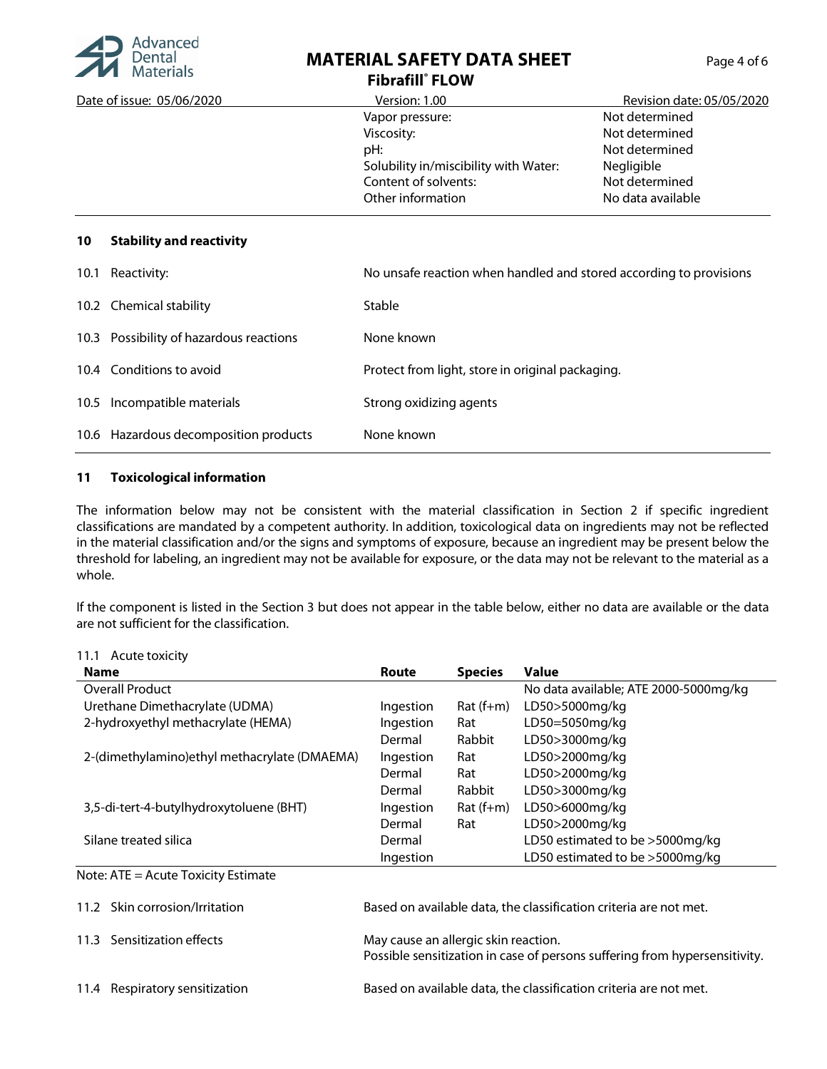| | |
|---|---|
| Vapor pressure: | Not determined |
| Viscosity: | Not determined |
| pH: | Not determined |
| Solubility in/miscibility with Water: | Negligible |
| Content of solvents: | Not determined |
| Other information | No data available |

## 10 Stability and reactivity

| | |
|---|---|
| 10.1 Reactivity: | No unsafe reaction when handled and stored according to provisions |
| 10.2 Chemical stability | Stable |
| 10.3 Possibility of hazardous reactions | None known |
| 10.4 Conditions to avoid | Protect from light, store in original packaging. |
| 10.5 Incompatible materials | Strong oxidizing agents |
| 10.6 Hazardous decomposition products | None known |

## 11 Toxicological information

The information below may not be consistent with the material classification in Section 2 if specific ingredient classifications are mandated by a competent authority. In addition, toxicological data on ingredients may not be reflected in the material classification and/or the signs and symptoms of exposure, because an ingredient may be present below the threshold for labeling, an ingredient may not be available for exposure, or the data may not be relevant to the material as a whole.

If the component is listed in the Section 3 but does not appear in the table below, either no data are available or the data are not sufficient for the classification.

11.1 Acute toxicity

| Name | Route | Species | Value |
|---|---|---|---|
| Overall Product | | | No data available; ATE 2000-5000mg/kg |
| Urethane Dimethacrylate (UDMA) | Ingestion | Rat (f+m) | LD50>5000mg/kg |
| 2-hydroxyethyl methacrylate (HEMA) | Ingestion | Rat | LD50=5050mg/kg |
| | Dermal | Rabbit | LD50>3000mg/kg |
| 2-(dimethylamino)ethyl methacrylate (DMAEMA) | Ingestion | Rat | LD50>2000mg/kg |
| | Dermal | Rat | LD50>2000mg/kg |
| | Dermal | Rabbit | LD50>3000mg/kg |
| 3,5-di-tert-4-butylhydroxytoluene (BHT) | Ingestion | Rat (f+m) | LD50>6000mg/kg |
| | Dermal | Rat | LD50>2000mg/kg |
| Silane treated silica | Dermal | | LD50 estimated to be >5000mg/kg |
| | Ingestion | | LD50 estimated to be >5000mg/kg |

Note: ATE = Acute Toxicity Estimate

| | |
|---|---|
| 11.2 Skin corrosion/Irritation | Based on available data, the classification criteria are not met. |
| 11.3 Sensitization effects | May cause an allergic skin reaction.<br>Possible sensitization in case of persons suffering from hypersensitivity. |
| 11.4 Respiratory sensitization | Based on available data, the classification criteria are not met. |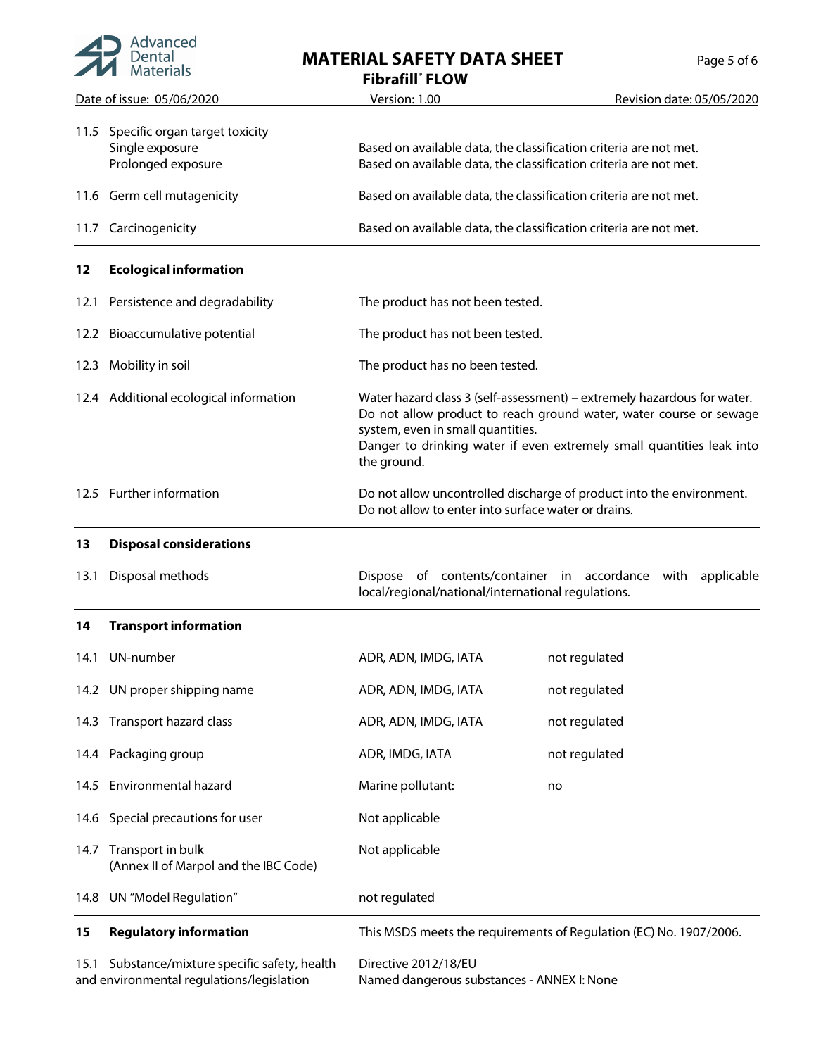| | |
|---|---|
| 11.5 Specific organ target toxicity | |
| Single exposure | Based on available data, the classification criteria are not met. |
| Prolonged exposure | Based on available data, the classification criteria are not met. |
| 11.6 Germ cell mutagenicity | Based on available data, the classification criteria are not met. |
| 11.7 Carcinogenicity | Based on available data, the classification criteria are not met. |

## 12 Ecological information

| | |
|---|---|
| 12.1 Persistence and degradability | The product has not been tested. |
| 12.2 Bioaccumulative potential | The product has not been tested. |
| 12.3 Mobility in soil | The product has no been tested. |
| 12.4 Additional ecological information | Water hazard class 3 (self-assessment) – extremely hazardous for water. Do not allow product to reach ground water, water course or sewage system, even in small quantities. Danger to drinking water if even extremely small quantities leak into the ground. |
| 12.5 Further information | Do not allow uncontrolled discharge of product into the environment. Do not allow to enter into surface water or drains. |

## 13 Disposal considerations

| | |
|---|---|
| 13.1 Disposal methods | Dispose of contents/container in accordance with applicable local/regional/national/international regulations. |

## 14 Transport information

| | | |
|---|---|---|
| 14.1 UN-number | ADR, ADN, IMDG, IATA | not regulated |
| 14.2 UN proper shipping name | ADR, ADN, IMDG, IATA | not regulated |
| 14.3 Transport hazard class | ADR, ADN, IMDG, IATA | not regulated |
| 14.4 Packaging group | ADR, IMDG, IATA | not regulated |
| 14.5 Environmental hazard | Marine pollutant: | no |
| 14.6 Special precautions for user | Not applicable | |
| 14.7 Transport in bulk (Annex II of Marpol and the IBC Code) | Not applicable | |
| 14.8 UN "Model Regulation" | not regulated | |

## 15 Regulatory information

This MSDS meets the requirements of Regulation (EC) No. 1907/2006.

| | |
|---|---|
| 15.1 Substance/mixture specific safety, health and environmental regulations/legislation | Directive 2012/18/EU<br>Named dangerous substances - ANNEX I: None |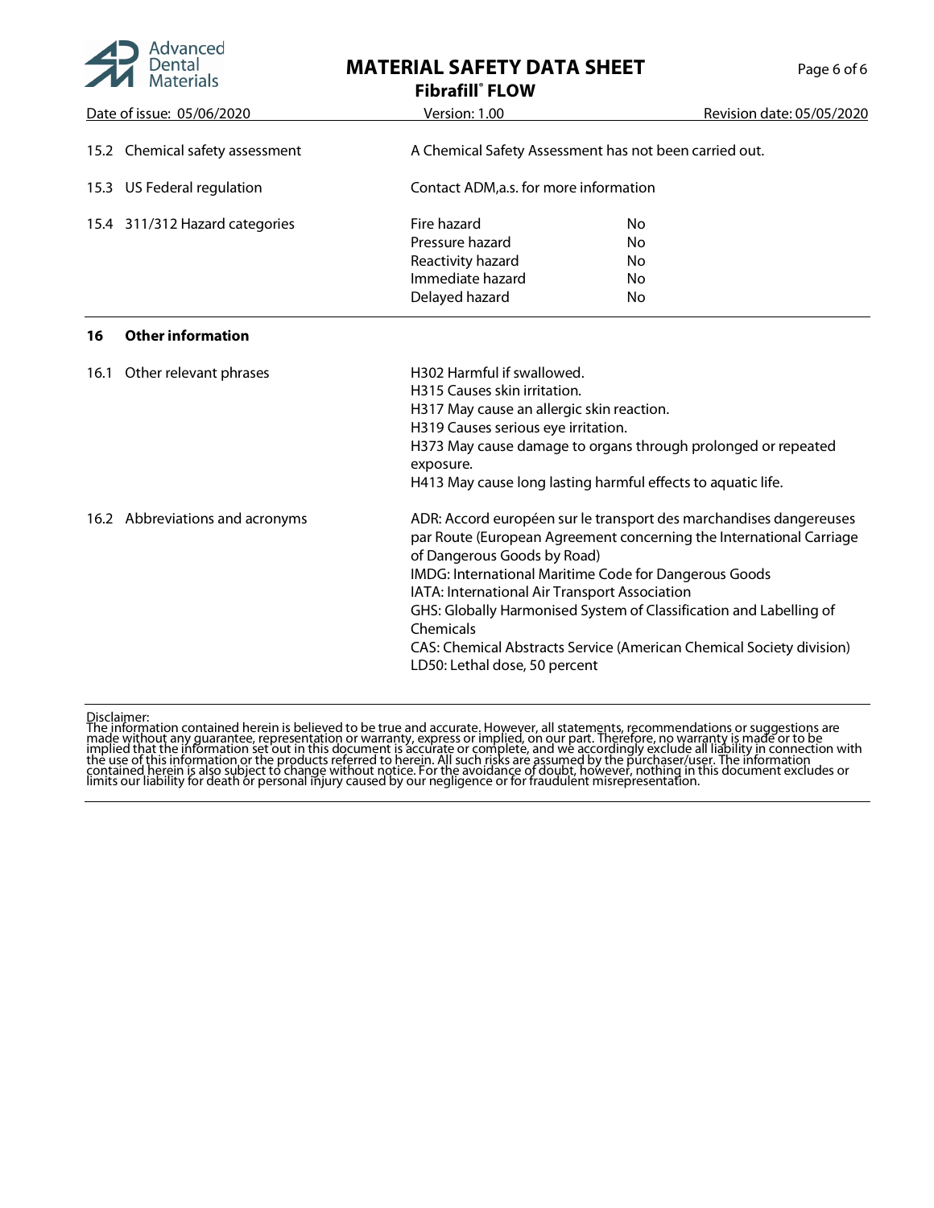| | |
|---|---|
| 15.2 Chemical safety assessment | A Chemical Safety Assessment has not been carried out. |
| 15.3 US Federal regulation | Contact ADM,a.s. for more information |

| 15.4 311/312 Hazard categories | | |
|---|---|---|
| | Fire hazard | No |
| | Pressure hazard | No |
| | Reactivity hazard | No |
| | Immediate hazard | No |
| | Delayed hazard | No |

## 16 Other information

**16.1 Other relevant phrases**

H302 Harmful if swallowed.
H315 Causes skin irritation.
H317 May cause an allergic skin reaction.
H319 Causes serious eye irritation.
H373 May cause damage to organs through prolonged or repeated exposure.
H413 May cause long lasting harmful effects to aquatic life.

**16.2 Abbreviations and acronyms**

ADR: Accord européen sur le transport des marchandises dangereuses par Route (European Agreement concerning the International Carriage of Dangerous Goods by Road)
IMDG: International Maritime Code for Dangerous Goods
IATA: International Air Transport Association
GHS: Globally Harmonised System of Classification and Labelling of Chemicals
CAS: Chemical Abstracts Service (American Chemical Society division)
LD50: Lethal dose, 50 percent

Disclaimer:
The information contained herein is believed to be true and accurate. However, all statements, recommendations or suggestions are made without any guarantee, representation or warranty, express or implied, on our part. Therefore, no warranty is made or to be implied that the information set out in this document is accurate or complete, and we accordingly exclude all liability in connection with the use of this information or the products referred to herein. All such risks are assumed by the purchaser/user. The information contained herein is also subject to change without notice. For the avoidance of doubt, however, nothing in this document excludes or limits our liability for death or personal injury caused by our negligence or for fraudulent misrepresentation.